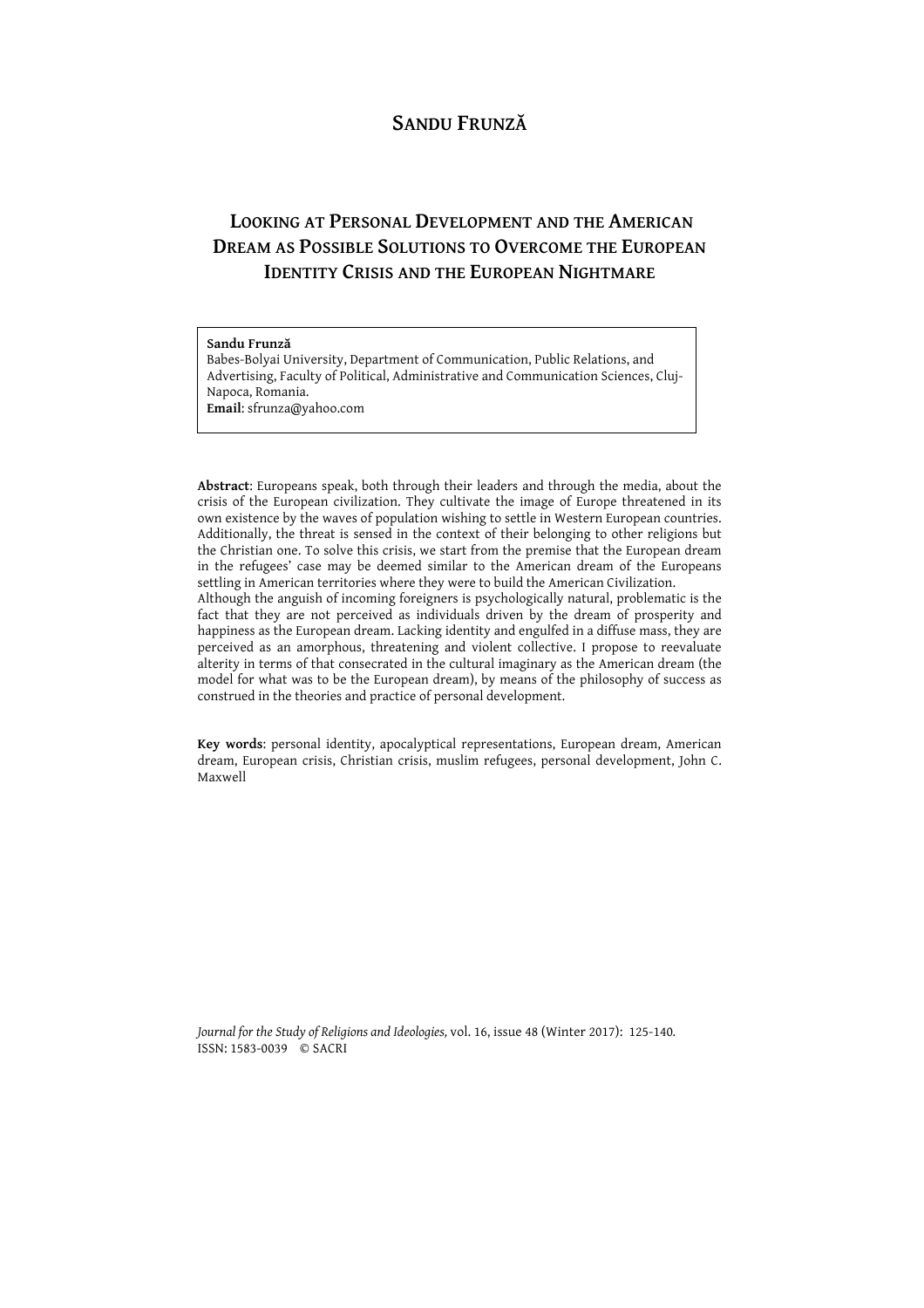# Sandu Frunză

## Looking at Personal Development and the American Dream as Possible Solutions to Overcome the European Identity Crisis and the European Nightmare

**Sandu Frunză**
Babes-Bolyai University, Department of Communication, Public Relations, and Advertising, Faculty of Political, Administrative and Communication Sciences, Cluj-Napoca, Romania.
**Email**: sfrunza@yahoo.com

**Abstract**: Europeans speak, both through their leaders and through the media, about the crisis of the European civilization. They cultivate the image of Europe threatened in its own existence by the waves of population wishing to settle in Western European countries. Additionally, the threat is sensed in the context of their belonging to other religions but the Christian one. To solve this crisis, we start from the premise that the European dream in the refugees' case may be deemed similar to the American dream of the Europeans settling in American territories where they were to build the American Civilization.
Although the anguish of incoming foreigners is psychologically natural, problematic is the fact that they are not perceived as individuals driven by the dream of prosperity and happiness as the European dream. Lacking identity and engulfed in a diffuse mass, they are perceived as an amorphous, threatening and violent collective. I propose to reevaluate alterity in terms of that consecrated in the cultural imaginary as the American dream (the model for what was to be the European dream), by means of the philosophy of success as construed in the theories and practice of personal development.

**Key words**: personal identity, apocalyptical representations, European dream, American dream, European crisis, Christian crisis, muslim refugees, personal development, John C. Maxwell

*Journal for the Study of Religions and Ideologies,* vol. 16, issue 48 (Winter 2017): 125-140.
ISSN: 1583-0039 © SACRI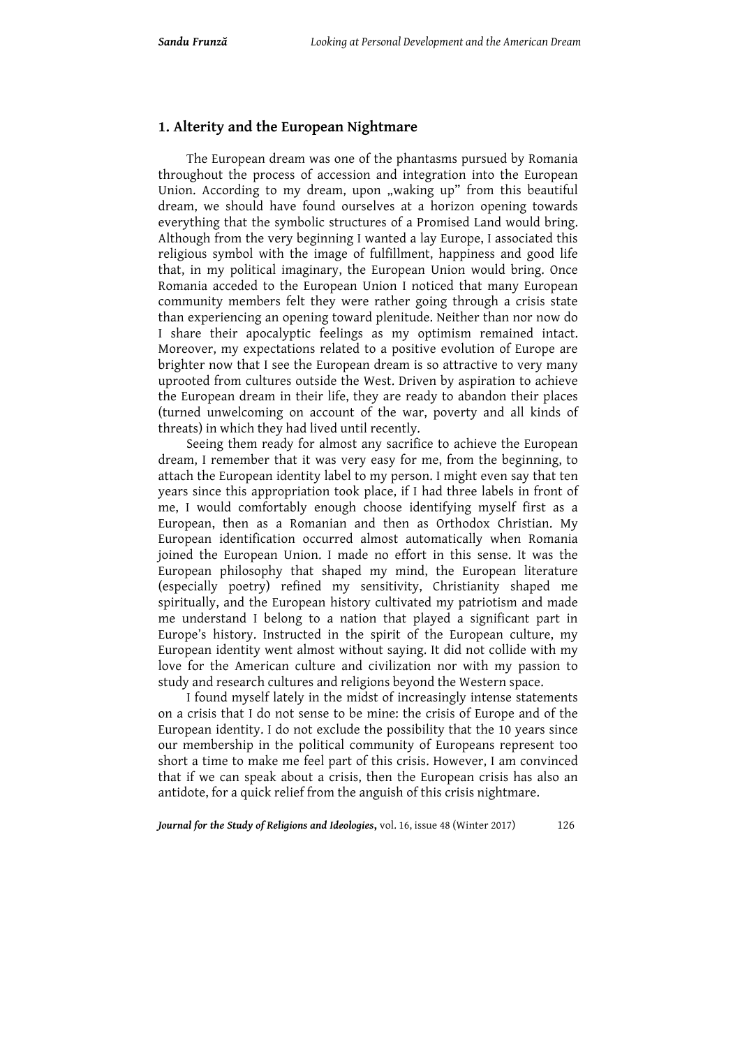## 1. Alterity and the European Nightmare

The European dream was one of the phantasms pursued by Romania throughout the process of accession and integration into the European Union. According to my dream, upon „waking up" from this beautiful dream, we should have found ourselves at a horizon opening towards everything that the symbolic structures of a Promised Land would bring. Although from the very beginning I wanted a lay Europe, I associated this religious symbol with the image of fulfillment, happiness and good life that, in my political imaginary, the European Union would bring. Once Romania acceded to the European Union I noticed that many European community members felt they were rather going through a crisis state than experiencing an opening toward plenitude. Neither than nor now do I share their apocalyptic feelings as my optimism remained intact. Moreover, my expectations related to a positive evolution of Europe are brighter now that I see the European dream is so attractive to very many uprooted from cultures outside the West. Driven by aspiration to achieve the European dream in their life, they are ready to abandon their places (turned unwelcoming on account of the war, poverty and all kinds of threats) in which they had lived until recently.

Seeing them ready for almost any sacrifice to achieve the European dream, I remember that it was very easy for me, from the beginning, to attach the European identity label to my person. I might even say that ten years since this appropriation took place, if I had three labels in front of me, I would comfortably enough choose identifying myself first as a European, then as a Romanian and then as Orthodox Christian. My European identification occurred almost automatically when Romania joined the European Union. I made no effort in this sense. It was the European philosophy that shaped my mind, the European literature (especially poetry) refined my sensitivity, Christianity shaped me spiritually, and the European history cultivated my patriotism and made me understand I belong to a nation that played a significant part in Europe's history. Instructed in the spirit of the European culture, my European identity went almost without saying. It did not collide with my love for the American culture and civilization nor with my passion to study and research cultures and religions beyond the Western space.

I found myself lately in the midst of increasingly intense statements on a crisis that I do not sense to be mine: the crisis of Europe and of the European identity. I do not exclude the possibility that the 10 years since our membership in the political community of Europeans represent too short a time to make me feel part of this crisis. However, I am convinced that if we can speak about a crisis, then the European crisis has also an antidote, for a quick relief from the anguish of this crisis nightmare.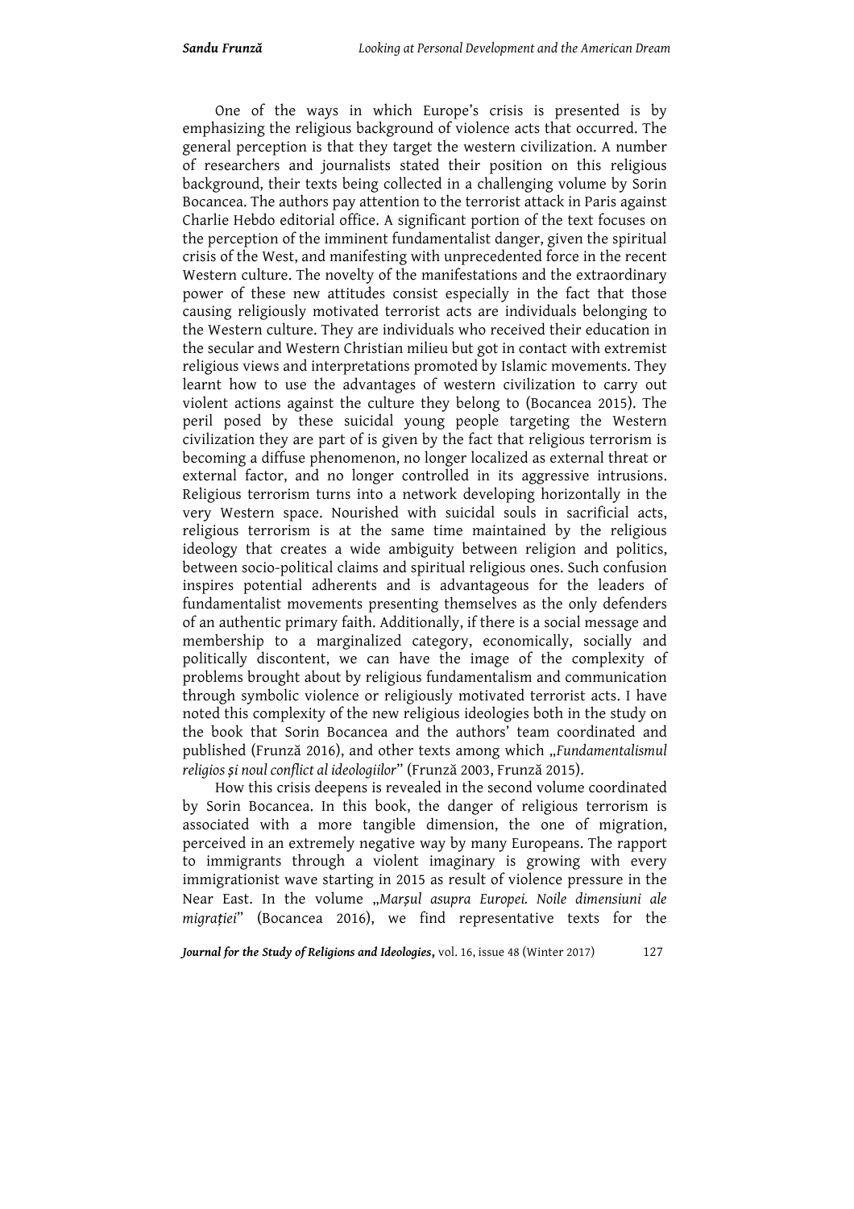One of the ways in which Europe's crisis is presented is by emphasizing the religious background of violence acts that occurred. The general perception is that they target the western civilization. A number of researchers and journalists stated their position on this religious background, their texts being collected in a challenging volume by Sorin Bocancea. The authors pay attention to the terrorist attack in Paris against Charlie Hebdo editorial office. A significant portion of the text focuses on the perception of the imminent fundamentalist danger, given the spiritual crisis of the West, and manifesting with unprecedented force in the recent Western culture. The novelty of the manifestations and the extraordinary power of these new attitudes consist especially in the fact that those causing religiously motivated terrorist acts are individuals belonging to the Western culture. They are individuals who received their education in the secular and Western Christian milieu but got in contact with extremist religious views and interpretations promoted by Islamic movements. They learnt how to use the advantages of western civilization to carry out violent actions against the culture they belong to (Bocancea 2015). The peril posed by these suicidal young people targeting the Western civilization they are part of is given by the fact that religious terrorism is becoming a diffuse phenomenon, no longer localized as external threat or external factor, and no longer controlled in its aggressive intrusions. Religious terrorism turns into a network developing horizontally in the very Western space. Nourished with suicidal souls in sacrificial acts, religious terrorism is at the same time maintained by the religious ideology that creates a wide ambiguity between religion and politics, between socio-political claims and spiritual religious ones. Such confusion inspires potential adherents and is advantageous for the leaders of fundamentalist movements presenting themselves as the only defenders of an authentic primary faith. Additionally, if there is a social message and membership to a marginalized category, economically, socially and politically discontent, we can have the image of the complexity of problems brought about by religious fundamentalism and communication through symbolic violence or religiously motivated terrorist acts. I have noted this complexity of the new religious ideologies both in the study on the book that Sorin Bocancea and the authors' team coordinated and published (Frunză 2016), and other texts among which „*Fundamentalismul religios și noul conflict al ideologiilor*" (Frunză 2003, Frunză 2015).

How this crisis deepens is revealed in the second volume coordinated by Sorin Bocancea. In this book, the danger of religious terrorism is associated with a more tangible dimension, the one of migration, perceived in an extremely negative way by many Europeans. The rapport to immigrants through a violent imaginary is growing with every immigrationist wave starting in 2015 as result of violence pressure in the Near East. In the volume „*Marșul asupra Europei. Noile dimensiuni ale migrației*" (Bocancea 2016), we find representative texts for the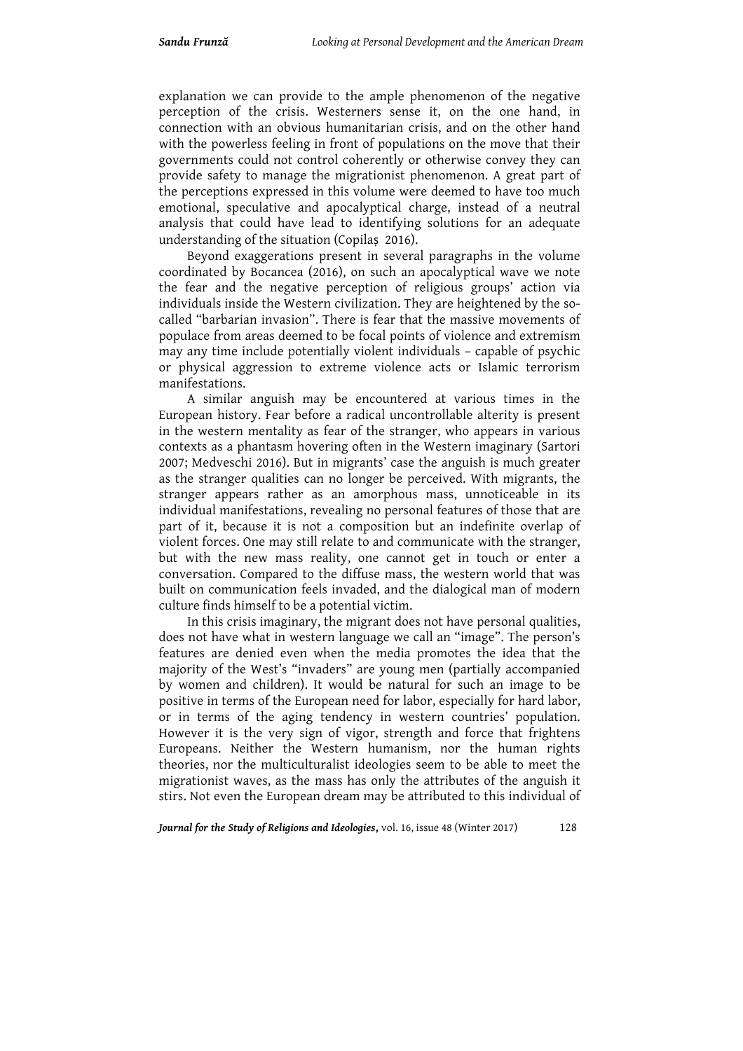explanation we can provide to the ample phenomenon of the negative perception of the crisis. Westerners sense it, on the one hand, in connection with an obvious humanitarian crisis, and on the other hand with the powerless feeling in front of populations on the move that their governments could not control coherently or otherwise convey they can provide safety to manage the migrationist phenomenon. A great part of the perceptions expressed in this volume were deemed to have too much emotional, speculative and apocalyptical charge, instead of a neutral analysis that could have lead to identifying solutions for an adequate understanding of the situation (Copilaș 2016).

Beyond exaggerations present in several paragraphs in the volume coordinated by Bocancea (2016), on such an apocalyptical wave we note the fear and the negative perception of religious groups' action via individuals inside the Western civilization. They are heightened by the so-called "barbarian invasion". There is fear that the massive movements of populace from areas deemed to be focal points of violence and extremism may any time include potentially violent individuals – capable of psychic or physical aggression to extreme violence acts or Islamic terrorism manifestations.

A similar anguish may be encountered at various times in the European history. Fear before a radical uncontrollable alterity is present in the western mentality as fear of the stranger, who appears in various contexts as a phantasm hovering often in the Western imaginary (Sartori 2007; Medveschi 2016). But in migrants' case the anguish is much greater as the stranger qualities can no longer be perceived. With migrants, the stranger appears rather as an amorphous mass, unnoticeable in its individual manifestations, revealing no personal features of those that are part of it, because it is not a composition but an indefinite overlap of violent forces. One may still relate to and communicate with the stranger, but with the new mass reality, one cannot get in touch or enter a conversation. Compared to the diffuse mass, the western world that was built on communication feels invaded, and the dialogical man of modern culture finds himself to be a potential victim.

In this crisis imaginary, the migrant does not have personal qualities, does not have what in western language we call an "image". The person's features are denied even when the media promotes the idea that the majority of the West's "invaders" are young men (partially accompanied by women and children). It would be natural for such an image to be positive in terms of the European need for labor, especially for hard labor, or in terms of the aging tendency in western countries' population. However it is the very sign of vigor, strength and force that frightens Europeans. Neither the Western humanism, nor the human rights theories, nor the multiculturalist ideologies seem to be able to meet the migrationist waves, as the mass has only the attributes of the anguish it stirs. Not even the European dream may be attributed to this individual of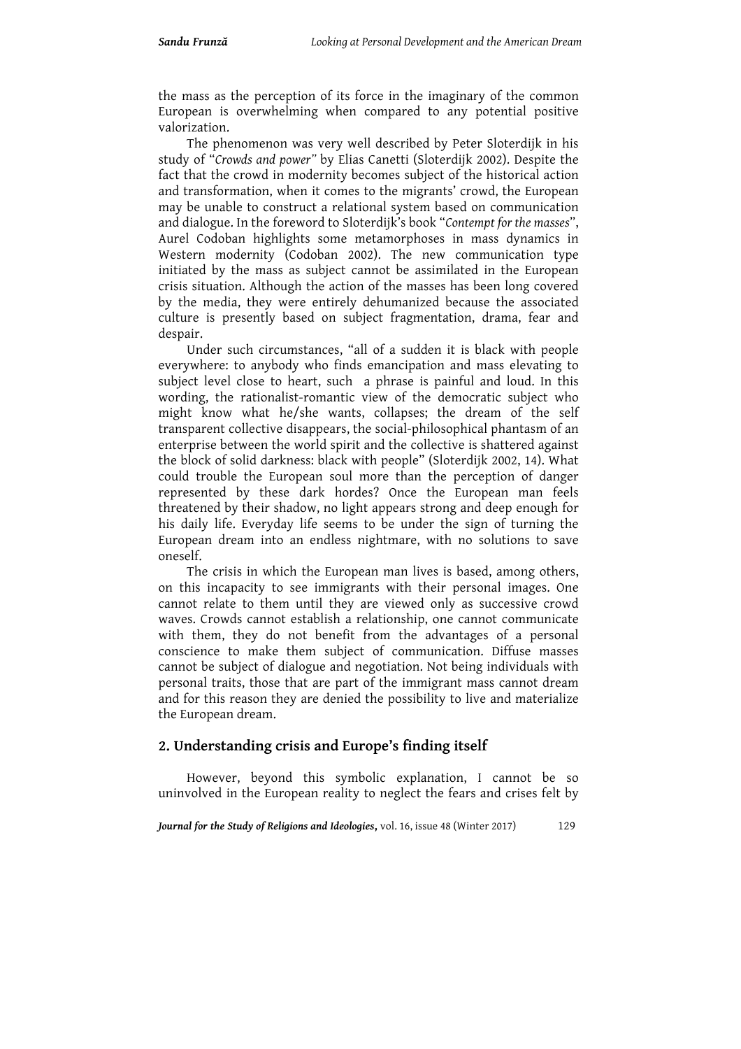the mass as the perception of its force in the imaginary of the common European is overwhelming when compared to any potential positive valorization.

The phenomenon was very well described by Peter Sloterdijk in his study of "*Crowds and power"* by Elias Canetti (Sloterdijk 2002). Despite the fact that the crowd in modernity becomes subject of the historical action and transformation, when it comes to the migrants' crowd, the European may be unable to construct a relational system based on communication and dialogue. In the foreword to Sloterdijk's book "*Contempt for the masses*", Aurel Codoban highlights some metamorphoses in mass dynamics in Western modernity (Codoban 2002). The new communication type initiated by the mass as subject cannot be assimilated in the European crisis situation. Although the action of the masses has been long covered by the media, they were entirely dehumanized because the associated culture is presently based on subject fragmentation, drama, fear and despair.

Under such circumstances, "all of a sudden it is black with people everywhere: to anybody who finds emancipation and mass elevating to subject level close to heart, such a phrase is painful and loud. In this wording, the rationalist-romantic view of the democratic subject who might know what he/she wants, collapses; the dream of the self transparent collective disappears, the social-philosophical phantasm of an enterprise between the world spirit and the collective is shattered against the block of solid darkness: black with people" (Sloterdijk 2002, 14). What could trouble the European soul more than the perception of danger represented by these dark hordes? Once the European man feels threatened by their shadow, no light appears strong and deep enough for his daily life. Everyday life seems to be under the sign of turning the European dream into an endless nightmare, with no solutions to save oneself.

The crisis in which the European man lives is based, among others, on this incapacity to see immigrants with their personal images. One cannot relate to them until they are viewed only as successive crowd waves. Crowds cannot establish a relationship, one cannot communicate with them, they do not benefit from the advantages of a personal conscience to make them subject of communication. Diffuse masses cannot be subject of dialogue and negotiation. Not being individuals with personal traits, those that are part of the immigrant mass cannot dream and for this reason they are denied the possibility to live and materialize the European dream.

## 2. Understanding crisis and Europe's finding itself

However, beyond this symbolic explanation, I cannot be so uninvolved in the European reality to neglect the fears and crises felt by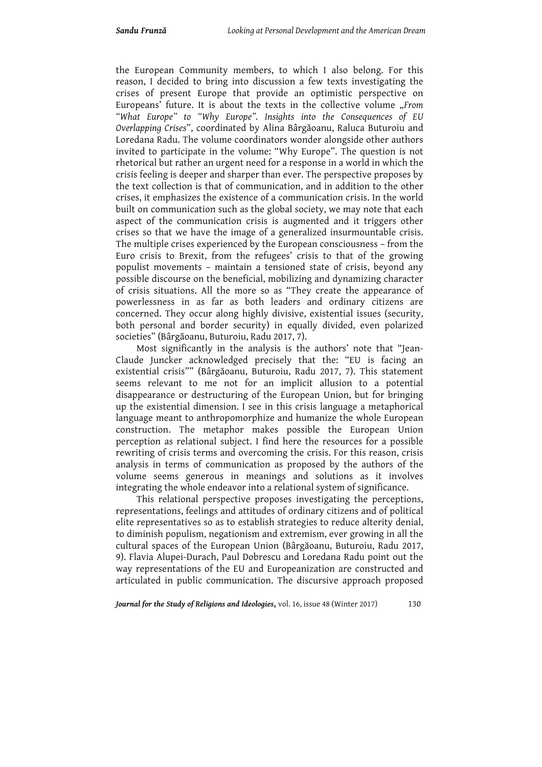the European Community members, to which I also belong. For this reason, I decided to bring into discussion a few texts investigating the crises of present Europe that provide an optimistic perspective on Europeans' future. It is about the texts in the collective volume „*From "What Europe" to "Why Europe". Insights into the Consequences of EU Overlapping Crises*", coordinated by Alina Bârgăoanu, Raluca Buturoiu and Loredana Radu. The volume coordinators wonder alongside other authors invited to participate in the volume: "Why Europe". The question is not rhetorical but rather an urgent need for a response in a world in which the crisis feeling is deeper and sharper than ever. The perspective proposes by the text collection is that of communication, and in addition to the other crises, it emphasizes the existence of a communication crisis. In the world built on communication such as the global society, we may note that each aspect of the communication crisis is augmented and it triggers other crises so that we have the image of a generalized insurmountable crisis. The multiple crises experienced by the European consciousness – from the Euro crisis to Brexit, from the refugees' crisis to that of the growing populist movements – maintain a tensioned state of crisis, beyond any possible discourse on the beneficial, mobilizing and dynamizing character of crisis situations. All the more so as "They create the appearance of powerlessness in as far as both leaders and ordinary citizens are concerned. They occur along highly divisive, existential issues (security, both personal and border security) in equally divided, even polarized societies" (Bârgăoanu, Buturoiu, Radu 2017, 7).

Most significantly in the analysis is the authors' note that "Jean-Claude Juncker acknowledged precisely that the: "EU is facing an existential crisis"" (Bârgăoanu, Buturoiu, Radu 2017, 7). This statement seems relevant to me not for an implicit allusion to a potential disappearance or destructuring of the European Union, but for bringing up the existential dimension. I see in this crisis language a metaphorical language meant to anthropomorphize and humanize the whole European construction. The metaphor makes possible the European Union perception as relational subject. I find here the resources for a possible rewriting of crisis terms and overcoming the crisis. For this reason, crisis analysis in terms of communication as proposed by the authors of the volume seems generous in meanings and solutions as it involves integrating the whole endeavor into a relational system of significance.

This relational perspective proposes investigating the perceptions, representations, feelings and attitudes of ordinary citizens and of political elite representatives so as to establish strategies to reduce alterity denial, to diminish populism, negationism and extremism, ever growing in all the cultural spaces of the European Union (Bârgăoanu, Buturoiu, Radu 2017, 9). Flavia Alupei-Durach, Paul Dobrescu and Loredana Radu point out the way representations of the EU and Europeanization are constructed and articulated in public communication. The discursive approach proposed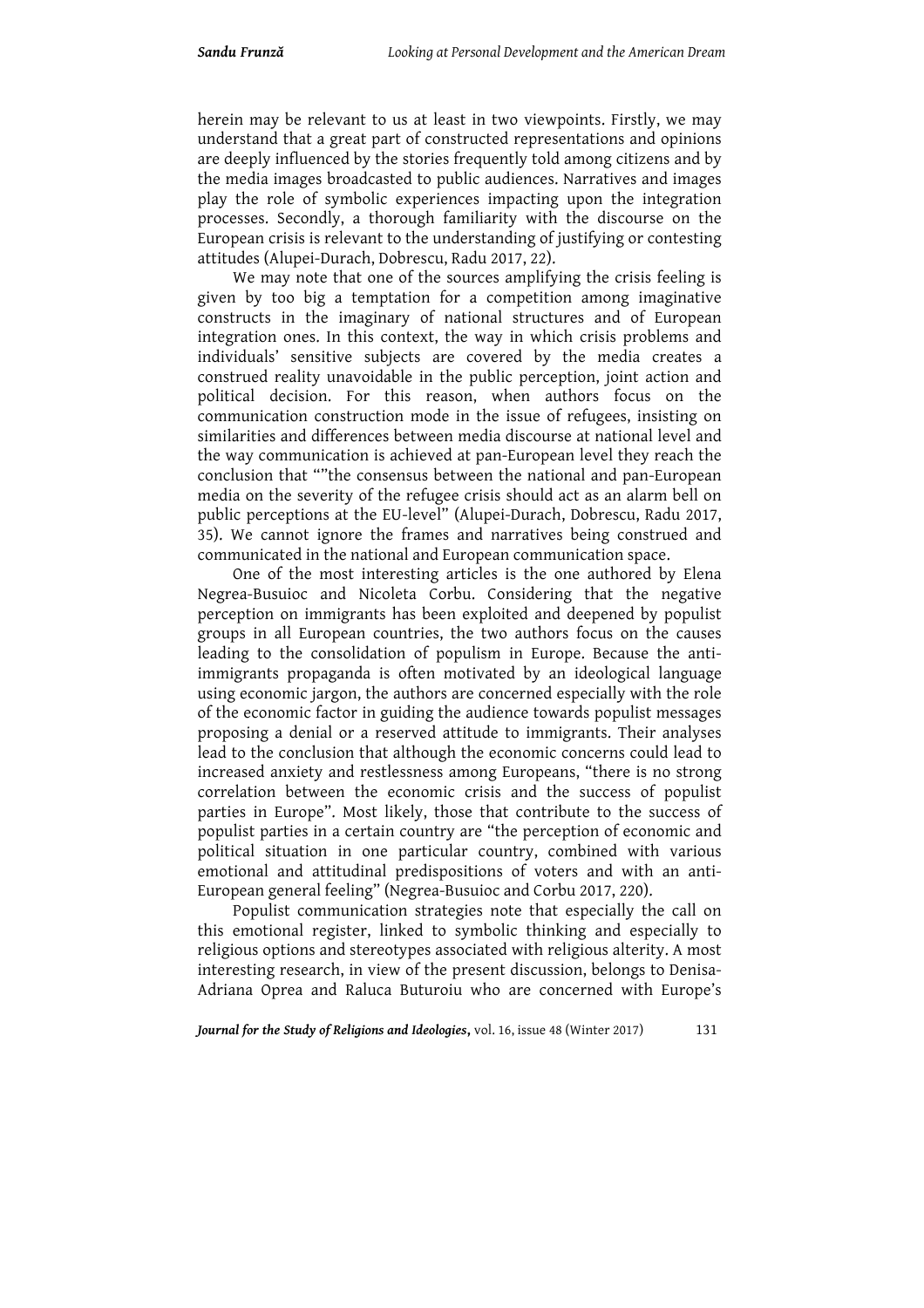herein may be relevant to us at least in two viewpoints. Firstly, we may understand that a great part of constructed representations and opinions are deeply influenced by the stories frequently told among citizens and by the media images broadcasted to public audiences. Narratives and images play the role of symbolic experiences impacting upon the integration processes. Secondly, a thorough familiarity with the discourse on the European crisis is relevant to the understanding of justifying or contesting attitudes (Alupei-Durach, Dobrescu, Radu 2017, 22).

We may note that one of the sources amplifying the crisis feeling is given by too big a temptation for a competition among imaginative constructs in the imaginary of national structures and of European integration ones. In this context, the way in which crisis problems and individuals' sensitive subjects are covered by the media creates a construed reality unavoidable in the public perception, joint action and political decision. For this reason, when authors focus on the communication construction mode in the issue of refugees, insisting on similarities and differences between media discourse at national level and the way communication is achieved at pan-European level they reach the conclusion that ""the consensus between the national and pan-European media on the severity of the refugee crisis should act as an alarm bell on public perceptions at the EU-level" (Alupei-Durach, Dobrescu, Radu 2017, 35). We cannot ignore the frames and narratives being construed and communicated in the national and European communication space.

One of the most interesting articles is the one authored by Elena Negrea-Busuioc and Nicoleta Corbu. Considering that the negative perception on immigrants has been exploited and deepened by populist groups in all European countries, the two authors focus on the causes leading to the consolidation of populism in Europe. Because the anti-immigrants propaganda is often motivated by an ideological language using economic jargon, the authors are concerned especially with the role of the economic factor in guiding the audience towards populist messages proposing a denial or a reserved attitude to immigrants. Their analyses lead to the conclusion that although the economic concerns could lead to increased anxiety and restlessness among Europeans, "there is no strong correlation between the economic crisis and the success of populist parties in Europe". Most likely, those that contribute to the success of populist parties in a certain country are "the perception of economic and political situation in one particular country, combined with various emotional and attitudinal predispositions of voters and with an anti-European general feeling" (Negrea-Busuioc and Corbu 2017, 220).

Populist communication strategies note that especially the call on this emotional register, linked to symbolic thinking and especially to religious options and stereotypes associated with religious alterity. A most interesting research, in view of the present discussion, belongs to Denisa-Adriana Oprea and Raluca Buturoiu who are concerned with Europe's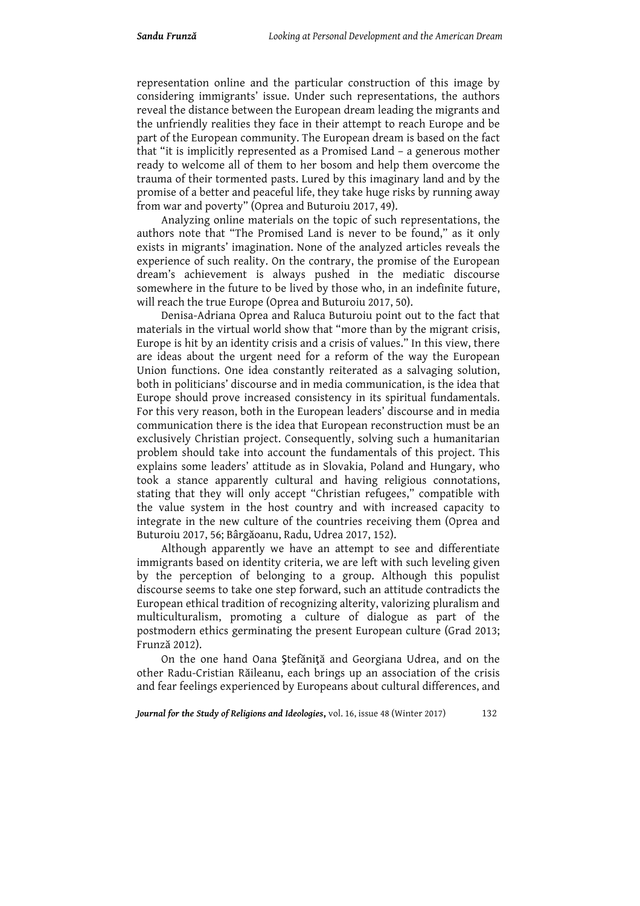representation online and the particular construction of this image by considering immigrants' issue. Under such representations, the authors reveal the distance between the European dream leading the migrants and the unfriendly realities they face in their attempt to reach Europe and be part of the European community. The European dream is based on the fact that "it is implicitly represented as a Promised Land – a generous mother ready to welcome all of them to her bosom and help them overcome the trauma of their tormented pasts. Lured by this imaginary land and by the promise of a better and peaceful life, they take huge risks by running away from war and poverty" (Oprea and Buturoiu 2017, 49).

Analyzing online materials on the topic of such representations, the authors note that "The Promised Land is never to be found," as it only exists in migrants' imagination. None of the analyzed articles reveals the experience of such reality. On the contrary, the promise of the European dream's achievement is always pushed in the mediatic discourse somewhere in the future to be lived by those who, in an indefinite future, will reach the true Europe (Oprea and Buturoiu 2017, 50).

Denisa-Adriana Oprea and Raluca Buturoiu point out to the fact that materials in the virtual world show that "more than by the migrant crisis, Europe is hit by an identity crisis and a crisis of values." In this view, there are ideas about the urgent need for a reform of the way the European Union functions. One idea constantly reiterated as a salvaging solution, both in politicians' discourse and in media communication, is the idea that Europe should prove increased consistency in its spiritual fundamentals. For this very reason, both in the European leaders' discourse and in media communication there is the idea that European reconstruction must be an exclusively Christian project. Consequently, solving such a humanitarian problem should take into account the fundamentals of this project. This explains some leaders' attitude as in Slovakia, Poland and Hungary, who took a stance apparently cultural and having religious connotations, stating that they will only accept "Christian refugees," compatible with the value system in the host country and with increased capacity to integrate in the new culture of the countries receiving them (Oprea and Buturoiu 2017, 56; Bârgăoanu, Radu, Udrea 2017, 152).

Although apparently we have an attempt to see and differentiate immigrants based on identity criteria, we are left with such leveling given by the perception of belonging to a group. Although this populist discourse seems to take one step forward, such an attitude contradicts the European ethical tradition of recognizing alterity, valorizing pluralism and multiculturalism, promoting a culture of dialogue as part of the postmodern ethics germinating the present European culture (Grad 2013; Frunză 2012).

On the one hand Oana Ştefăniţă and Georgiana Udrea, and on the other Radu-Cristian Răileanu, each brings up an association of the crisis and fear feelings experienced by Europeans about cultural differences, and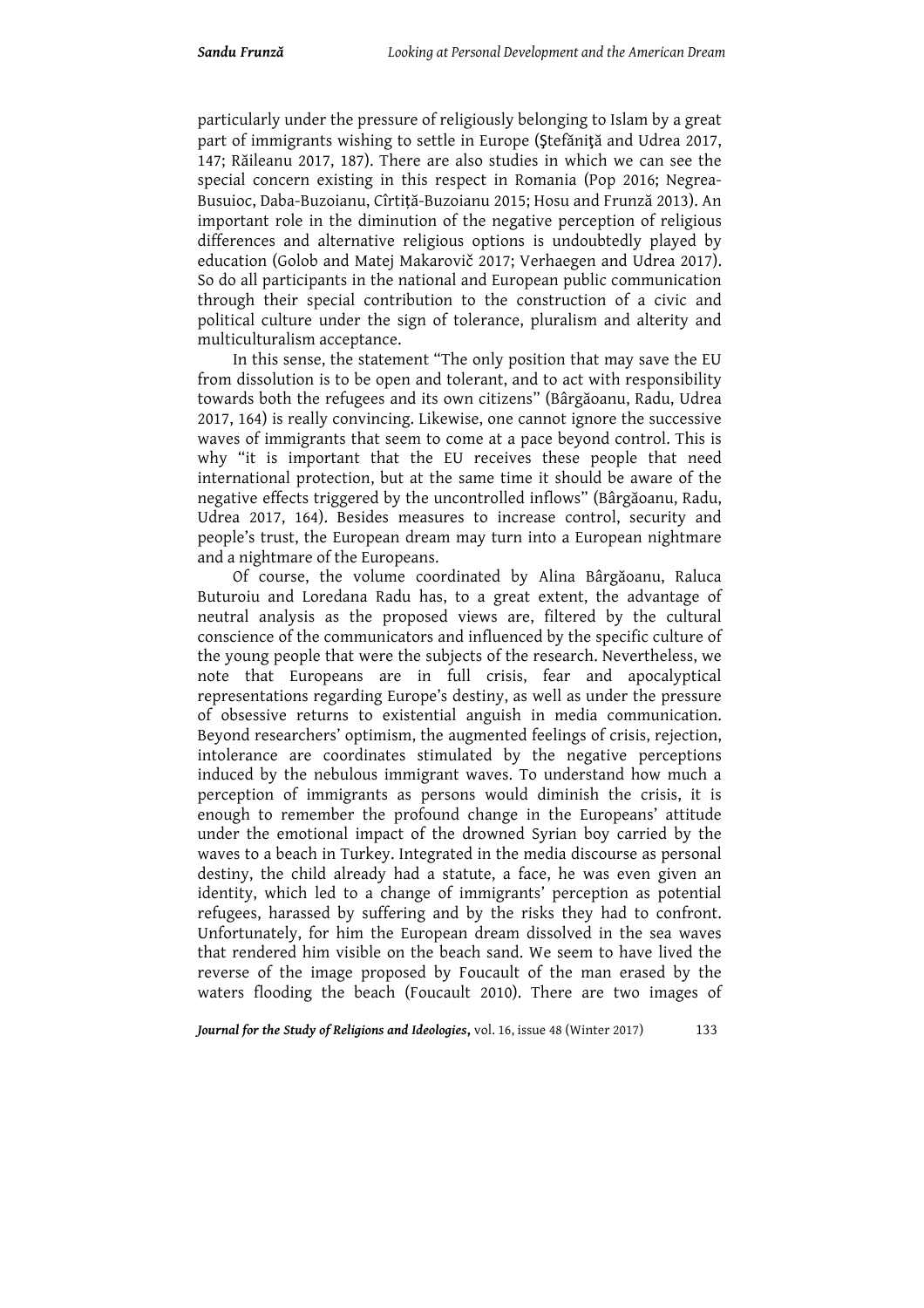particularly under the pressure of religiously belonging to Islam by a great part of immigrants wishing to settle in Europe (Ştefăniţă and Udrea 2017, 147; Răileanu 2017, 187). There are also studies in which we can see the special concern existing in this respect in Romania (Pop 2016; Negrea-Busuioc, Daba-Buzoianu, Cîrtiță-Buzoianu 2015; Hosu and Frunză 2013). An important role in the diminution of the negative perception of religious differences and alternative religious options is undoubtedly played by education (Golob and Matej Makarovič 2017; Verhaegen and Udrea 2017). So do all participants in the national and European public communication through their special contribution to the construction of a civic and political culture under the sign of tolerance, pluralism and alterity and multiculturalism acceptance.

In this sense, the statement "The only position that may save the EU from dissolution is to be open and tolerant, and to act with responsibility towards both the refugees and its own citizens" (Bârgăoanu, Radu, Udrea 2017, 164) is really convincing. Likewise, one cannot ignore the successive waves of immigrants that seem to come at a pace beyond control. This is why "it is important that the EU receives these people that need international protection, but at the same time it should be aware of the negative effects triggered by the uncontrolled inflows" (Bârgăoanu, Radu, Udrea 2017, 164). Besides measures to increase control, security and people's trust, the European dream may turn into a European nightmare and a nightmare of the Europeans.

Of course, the volume coordinated by Alina Bârgăoanu, Raluca Buturoiu and Loredana Radu has, to a great extent, the advantage of neutral analysis as the proposed views are, filtered by the cultural conscience of the communicators and influenced by the specific culture of the young people that were the subjects of the research. Nevertheless, we note that Europeans are in full crisis, fear and apocalyptical representations regarding Europe's destiny, as well as under the pressure of obsessive returns to existential anguish in media communication. Beyond researchers' optimism, the augmented feelings of crisis, rejection, intolerance are coordinates stimulated by the negative perceptions induced by the nebulous immigrant waves. To understand how much a perception of immigrants as persons would diminish the crisis, it is enough to remember the profound change in the Europeans' attitude under the emotional impact of the drowned Syrian boy carried by the waves to a beach in Turkey. Integrated in the media discourse as personal destiny, the child already had a statute, a face, he was even given an identity, which led to a change of immigrants' perception as potential refugees, harassed by suffering and by the risks they had to confront. Unfortunately, for him the European dream dissolved in the sea waves that rendered him visible on the beach sand. We seem to have lived the reverse of the image proposed by Foucault of the man erased by the waters flooding the beach (Foucault 2010). There are two images of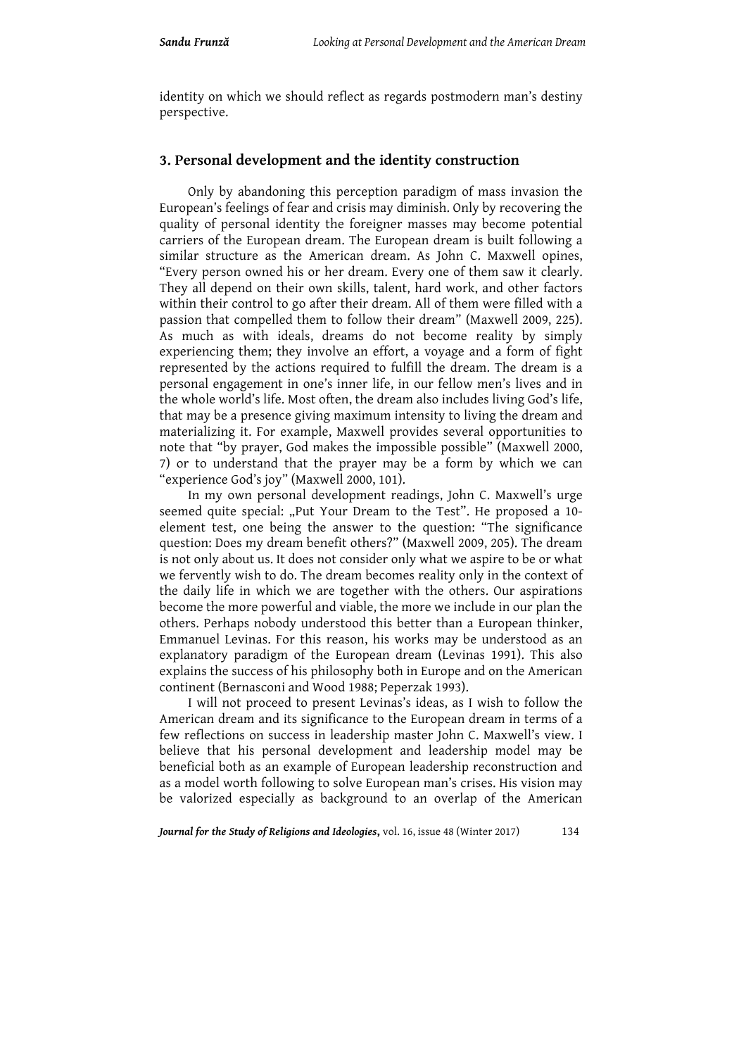identity on which we should reflect as regards postmodern man's destiny perspective.

## 3. Personal development and the identity construction

Only by abandoning this perception paradigm of mass invasion the European's feelings of fear and crisis may diminish. Only by recovering the quality of personal identity the foreigner masses may become potential carriers of the European dream. The European dream is built following a similar structure as the American dream. As John C. Maxwell opines, "Every person owned his or her dream. Every one of them saw it clearly. They all depend on their own skills, talent, hard work, and other factors within their control to go after their dream. All of them were filled with a passion that compelled them to follow their dream" (Maxwell 2009, 225). As much as with ideals, dreams do not become reality by simply experiencing them; they involve an effort, a voyage and a form of fight represented by the actions required to fulfill the dream. The dream is a personal engagement in one's inner life, in our fellow men's lives and in the whole world's life. Most often, the dream also includes living God's life, that may be a presence giving maximum intensity to living the dream and materializing it. For example, Maxwell provides several opportunities to note that "by prayer, God makes the impossible possible" (Maxwell 2000, 7) or to understand that the prayer may be a form by which we can "experience God's joy" (Maxwell 2000, 101).

In my own personal development readings, John C. Maxwell's urge seemed quite special: „Put Your Dream to the Test". He proposed a 10-element test, one being the answer to the question: "The significance question: Does my dream benefit others?" (Maxwell 2009, 205). The dream is not only about us. It does not consider only what we aspire to be or what we fervently wish to do. The dream becomes reality only in the context of the daily life in which we are together with the others. Our aspirations become the more powerful and viable, the more we include in our plan the others. Perhaps nobody understood this better than a European thinker, Emmanuel Levinas. For this reason, his works may be understood as an explanatory paradigm of the European dream (Levinas 1991). This also explains the success of his philosophy both in Europe and on the American continent (Bernasconi and Wood 1988; Peperzak 1993).

I will not proceed to present Levinas's ideas, as I wish to follow the American dream and its significance to the European dream in terms of a few reflections on success in leadership master John C. Maxwell's view. I believe that his personal development and leadership model may be beneficial both as an example of European leadership reconstruction and as a model worth following to solve European man's crises. His vision may be valorized especially as background to an overlap of the American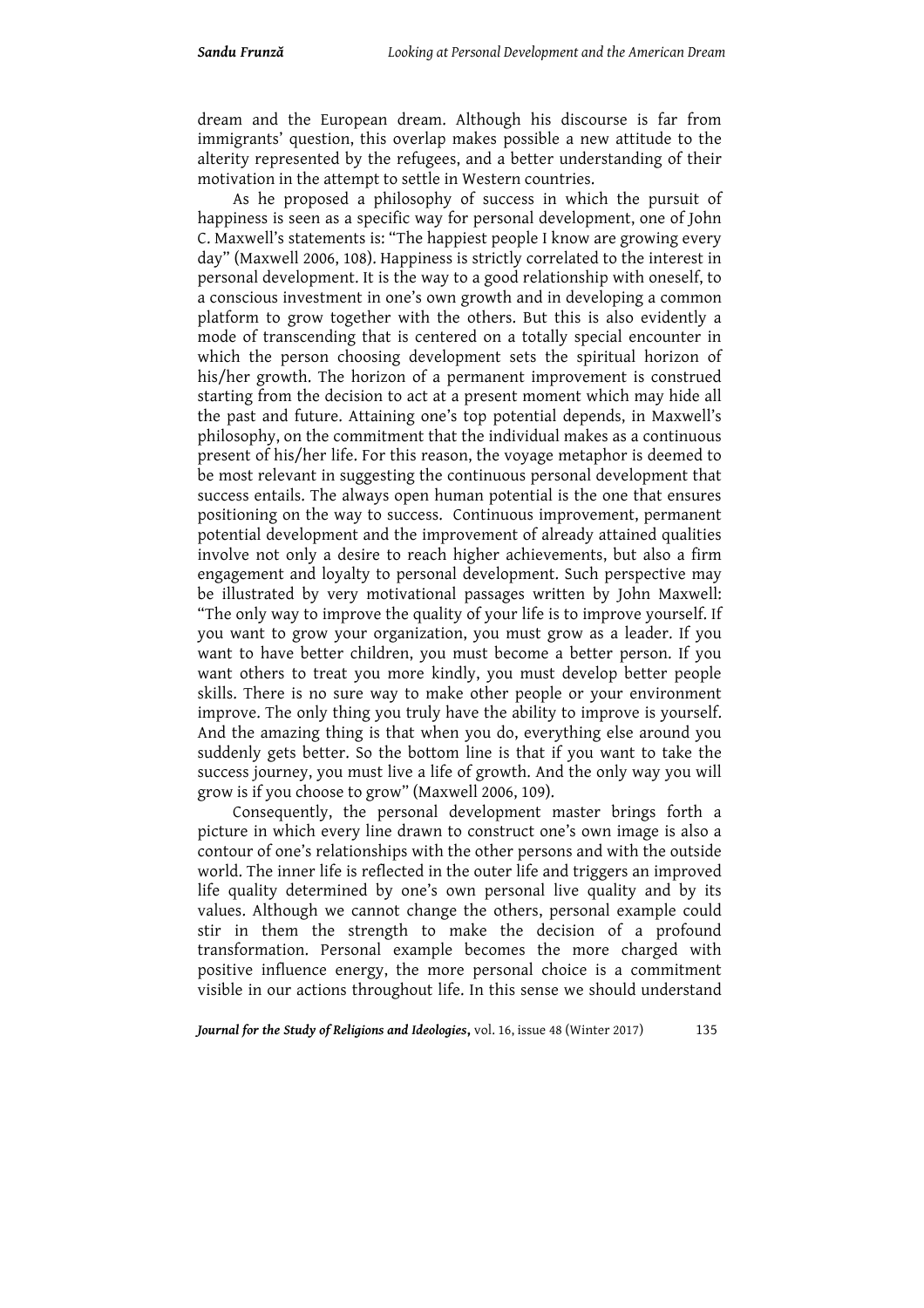dream and the European dream. Although his discourse is far from immigrants' question, this overlap makes possible a new attitude to the alterity represented by the refugees, and a better understanding of their motivation in the attempt to settle in Western countries.

As he proposed a philosophy of success in which the pursuit of happiness is seen as a specific way for personal development, one of John C. Maxwell's statements is: "The happiest people I know are growing every day" (Maxwell 2006, 108). Happiness is strictly correlated to the interest in personal development. It is the way to a good relationship with oneself, to a conscious investment in one's own growth and in developing a common platform to grow together with the others. But this is also evidently a mode of transcending that is centered on a totally special encounter in which the person choosing development sets the spiritual horizon of his/her growth. The horizon of a permanent improvement is construed starting from the decision to act at a present moment which may hide all the past and future. Attaining one's top potential depends, in Maxwell's philosophy, on the commitment that the individual makes as a continuous present of his/her life. For this reason, the voyage metaphor is deemed to be most relevant in suggesting the continuous personal development that success entails. The always open human potential is the one that ensures positioning on the way to success. Continuous improvement, permanent potential development and the improvement of already attained qualities involve not only a desire to reach higher achievements, but also a firm engagement and loyalty to personal development. Such perspective may be illustrated by very motivational passages written by John Maxwell: "The only way to improve the quality of your life is to improve yourself. If you want to grow your organization, you must grow as a leader. If you want to have better children, you must become a better person. If you want others to treat you more kindly, you must develop better people skills. There is no sure way to make other people or your environment improve. The only thing you truly have the ability to improve is yourself. And the amazing thing is that when you do, everything else around you suddenly gets better. So the bottom line is that if you want to take the success journey, you must live a life of growth. And the only way you will grow is if you choose to grow" (Maxwell 2006, 109).

Consequently, the personal development master brings forth a picture in which every line drawn to construct one's own image is also a contour of one's relationships with the other persons and with the outside world. The inner life is reflected in the outer life and triggers an improved life quality determined by one's own personal live quality and by its values. Although we cannot change the others, personal example could stir in them the strength to make the decision of a profound transformation. Personal example becomes the more charged with positive influence energy, the more personal choice is a commitment visible in our actions throughout life. In this sense we should understand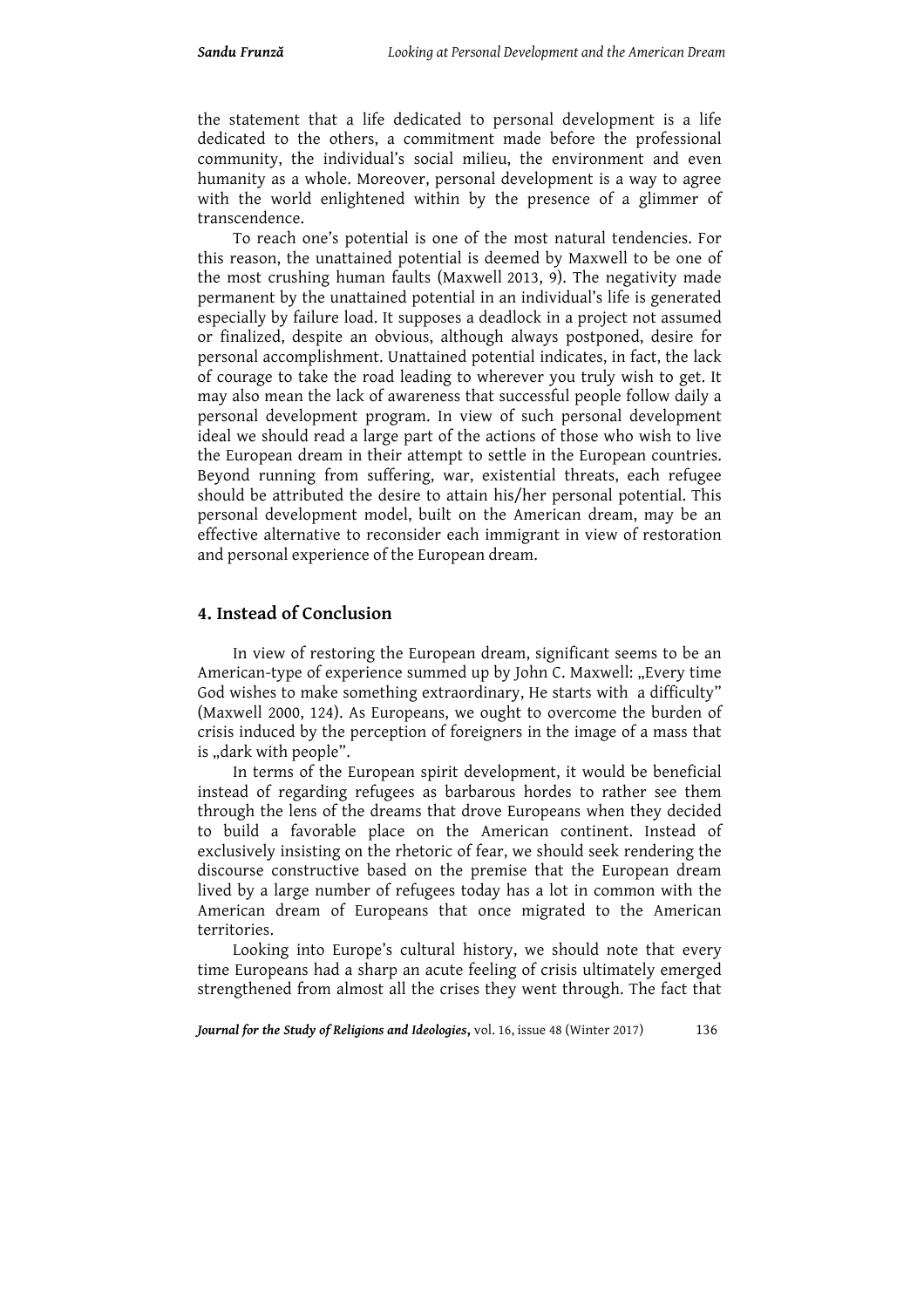the statement that a life dedicated to personal development is a life dedicated to the others, a commitment made before the professional community, the individual's social milieu, the environment and even humanity as a whole. Moreover, personal development is a way to agree with the world enlightened within by the presence of a glimmer of transcendence.

To reach one's potential is one of the most natural tendencies. For this reason, the unattained potential is deemed by Maxwell to be one of the most crushing human faults (Maxwell 2013, 9). The negativity made permanent by the unattained potential in an individual's life is generated especially by failure load. It supposes a deadlock in a project not assumed or finalized, despite an obvious, although always postponed, desire for personal accomplishment. Unattained potential indicates, in fact, the lack of courage to take the road leading to wherever you truly wish to get. It may also mean the lack of awareness that successful people follow daily a personal development program. In view of such personal development ideal we should read a large part of the actions of those who wish to live the European dream in their attempt to settle in the European countries. Beyond running from suffering, war, existential threats, each refugee should be attributed the desire to attain his/her personal potential. This personal development model, built on the American dream, may be an effective alternative to reconsider each immigrant in view of restoration and personal experience of the European dream.

## 4. Instead of Conclusion

In view of restoring the European dream, significant seems to be an American-type of experience summed up by John C. Maxwell: „Every time God wishes to make something extraordinary, He starts with a difficulty" (Maxwell 2000, 124). As Europeans, we ought to overcome the burden of crisis induced by the perception of foreigners in the image of a mass that is „dark with people".

In terms of the European spirit development, it would be beneficial instead of regarding refugees as barbarous hordes to rather see them through the lens of the dreams that drove Europeans when they decided to build a favorable place on the American continent. Instead of exclusively insisting on the rhetoric of fear, we should seek rendering the discourse constructive based on the premise that the European dream lived by a large number of refugees today has a lot in common with the American dream of Europeans that once migrated to the American territories.

Looking into Europe's cultural history, we should note that every time Europeans had a sharp an acute feeling of crisis ultimately emerged strengthened from almost all the crises they went through. The fact that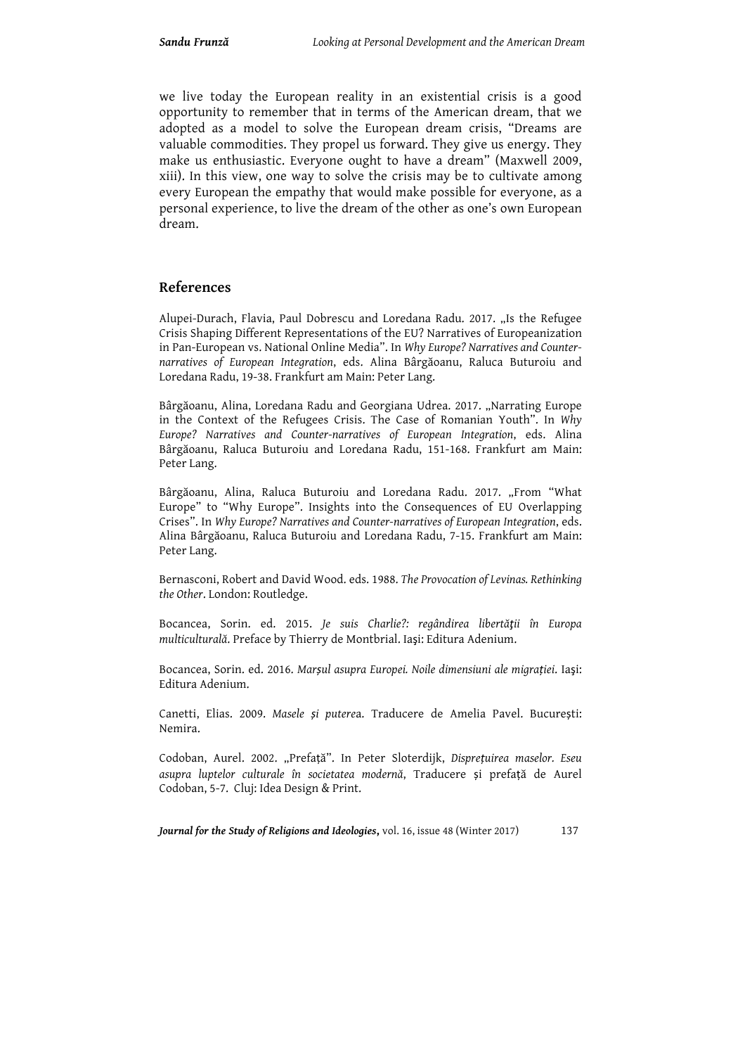we live today the European reality in an existential crisis is a good opportunity to remember that in terms of the American dream, that we adopted as a model to solve the European dream crisis, "Dreams are valuable commodities. They propel us forward. They give us energy. They make us enthusiastic. Everyone ought to have a dream" (Maxwell 2009, xiii). In this view, one way to solve the crisis may be to cultivate among every European the empathy that would make possible for everyone, as a personal experience, to live the dream of the other as one's own European dream.

## References

Alupei-Durach, Flavia, Paul Dobrescu and Loredana Radu. 2017. „Is the Refugee Crisis Shaping Different Representations of the EU? Narratives of Europeanization in Pan-European vs. National Online Media". In *Why Europe? Narratives and Counter-narratives of European Integration*, eds. Alina Bârgăoanu, Raluca Buturoiu and Loredana Radu, 19-38. Frankfurt am Main: Peter Lang.

Bârgăoanu, Alina, Loredana Radu and Georgiana Udrea. 2017. „Narrating Europe in the Context of the Refugees Crisis. The Case of Romanian Youth". In *Why Europe? Narratives and Counter-narratives of European Integration*, eds. Alina Bârgăoanu, Raluca Buturoiu and Loredana Radu, 151-168. Frankfurt am Main: Peter Lang.

Bârgăoanu, Alina, Raluca Buturoiu and Loredana Radu. 2017. „From "What Europe" to "Why Europe". Insights into the Consequences of EU Overlapping Crises". In *Why Europe? Narratives and Counter-narratives of European Integration*, eds. Alina Bârgăoanu, Raluca Buturoiu and Loredana Radu, 7-15. Frankfurt am Main: Peter Lang.

Bernasconi, Robert and David Wood. eds. 1988. *The Provocation of Levinas. Rethinking the Other*. London: Routledge.

Bocancea, Sorin. ed. 2015. *Je suis Charlie?: regândirea libertăţii în Europa multiculturală*. Preface by Thierry de Montbrial. Iaşi: Editura Adenium.

Bocancea, Sorin. ed. 2016. *Marșul asupra Europei. Noile dimensiuni ale migrației*. Iaşi: Editura Adenium.

Canetti, Elias. 2009. *Masele și puterea*. Traducere de Amelia Pavel. București: Nemira.

Codoban, Aurel. 2002. „Prefață". In Peter Sloterdijk, *Disprețuirea maselor. Eseu asupra luptelor culturale în societatea modernă*, Traducere și prefață de Aurel Codoban, 5-7. Cluj: Idea Design & Print.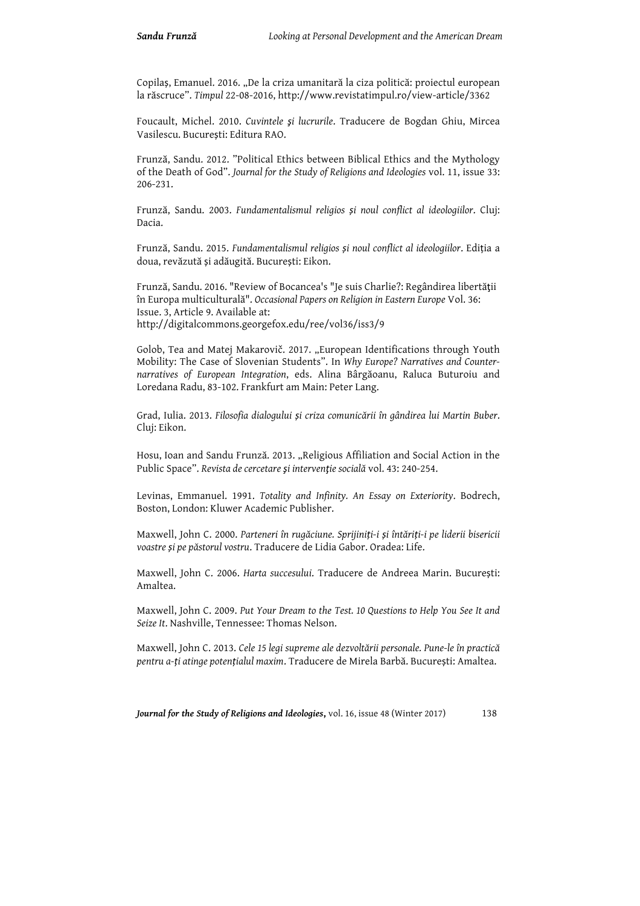Copilaș, Emanuel. 2016. „De la criza umanitară la ciza politică: proiectul european la răscruce". *Timpul* 22-08-2016, http://www.revistatimpul.ro/view-article/3362

Foucault, Michel. 2010. *Cuvintele şi lucrurile*. Traducere de Bogdan Ghiu, Mircea Vasilescu. București: Editura RAO.

Frunză, Sandu. 2012. "Political Ethics between Biblical Ethics and the Mythology of the Death of God". *Journal for the Study of Religions and Ideologies* vol. 11, issue 33: 206-231.

Frunză, Sandu. 2003. *Fundamentalismul religios și noul conflict al ideologiilor*. Cluj: Dacia.

Frunză, Sandu. 2015. *Fundamentalismul religios și noul conflict al ideologiilor*. Ediția a doua, revăzută și adăugită. București: Eikon.

Frunză, Sandu. 2016. "Review of Bocancea's "Je suis Charlie?: Regândirea libertăţii în Europa multiculturală". *Occasional Papers on Religion in Eastern Europe* Vol. 36: Issue. 3, Article 9. Available at: http://digitalcommons.georgefox.edu/ree/vol36/iss3/9

Golob, Tea and Matej Makarovič. 2017. „European Identifications through Youth Mobility: The Case of Slovenian Students". In *Why Europe? Narratives and Counter-narratives of European Integration*, eds. Alina Bârgăoanu, Raluca Buturoiu and Loredana Radu, 83-102. Frankfurt am Main: Peter Lang.

Grad, Iulia. 2013. *Filosofia dialogului și criza comunicării în gândirea lui Martin Buber*. Cluj: Eikon.

Hosu, Ioan and Sandu Frunză. 2013. „Religious Affiliation and Social Action in the Public Space". *Revista de cercetare şi intervenţie socială* vol. 43: 240-254.

Levinas, Emmanuel. 1991. *Totality and Infinity. An Essay on Exteriority*. Bodrech, Boston, London: Kluwer Academic Publisher.

Maxwell, John C. 2000. *Parteneri în rugăciune. Sprijiniți-i și întăriți-i pe liderii bisericii voastre și pe păstorul vostru*. Traducere de Lidia Gabor. Oradea: Life.

Maxwell, John C. 2006. *Harta succesului*. Traducere de Andreea Marin. București: Amaltea.

Maxwell, John C. 2009. *Put Your Dream to the Test. 10 Questions to Help You See It and Seize It*. Nashville, Tennessee: Thomas Nelson.

Maxwell, John C. 2013. *Cele 15 legi supreme ale dezvoltării personale. Pune-le în practică pentru a-ți atinge potențialul maxim*. Traducere de Mirela Barbă. București: Amaltea.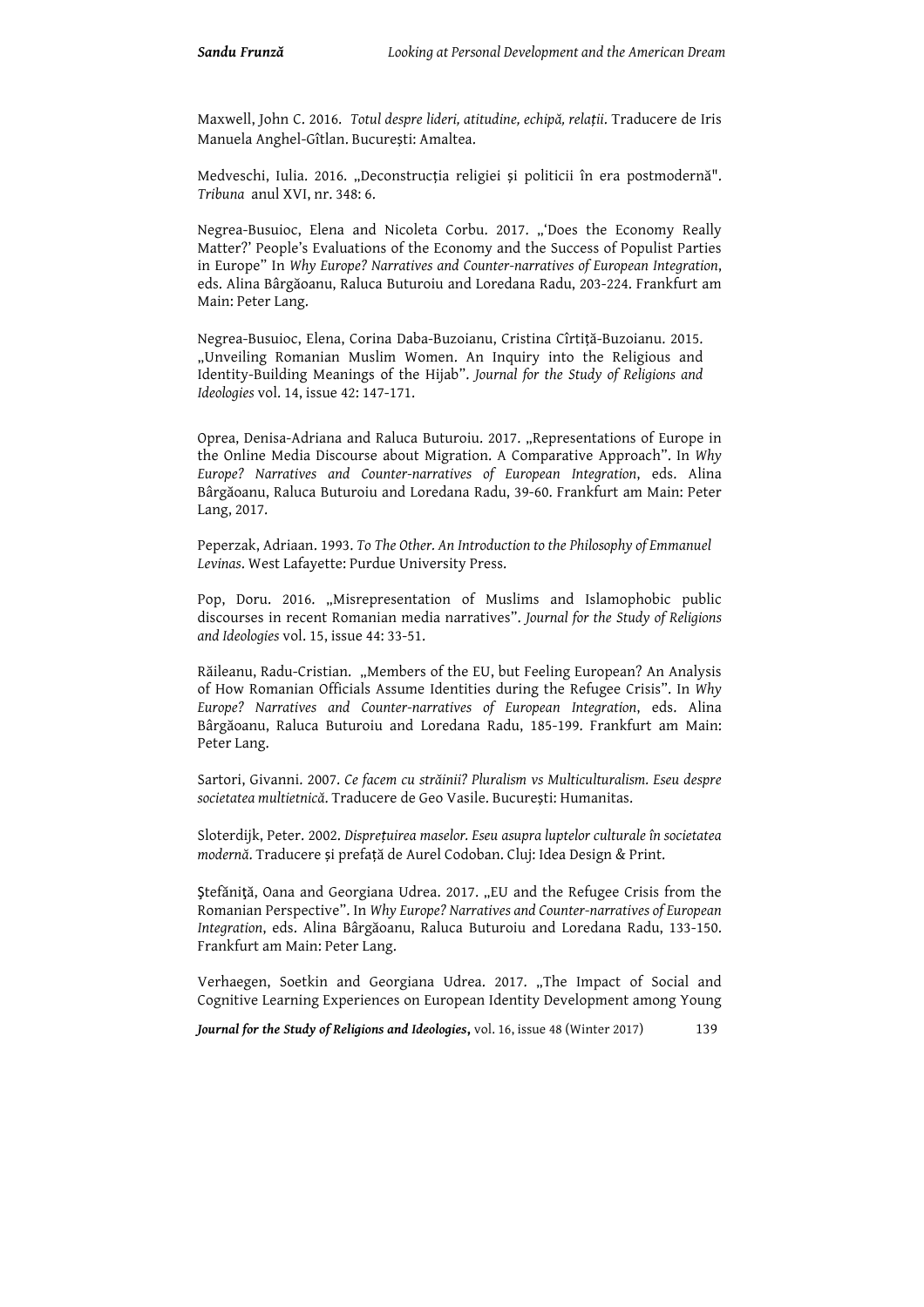Maxwell, John C. 2016. *Totul despre lideri, atitudine, echipă, relații*. Traducere de Iris Manuela Anghel-Gîtlan. București: Amaltea.

Medveschi, Iulia. 2016. „Deconstrucția religiei și politicii în era postmodernă". *Tribuna* anul XVI, nr. 348: 6.

Negrea-Busuioc, Elena and Nicoleta Corbu. 2017. „'Does the Economy Really Matter?' People's Evaluations of the Economy and the Success of Populist Parties in Europe" In *Why Europe? Narratives and Counter-narratives of European Integration*, eds. Alina Bârgăoanu, Raluca Buturoiu and Loredana Radu, 203-224. Frankfurt am Main: Peter Lang.

Negrea-Busuioc, Elena, Corina Daba-Buzoianu, Cristina Cîrtiță-Buzoianu. 2015. „Unveiling Romanian Muslim Women. An Inquiry into the Religious and Identity-Building Meanings of the Hijab". *Journal for the Study of Religions and Ideologies* vol. 14, issue 42: 147-171.

Oprea, Denisa-Adriana and Raluca Buturoiu. 2017. „Representations of Europe in the Online Media Discourse about Migration. A Comparative Approach". In *Why Europe? Narratives and Counter-narratives of European Integration*, eds. Alina Bârgăoanu, Raluca Buturoiu and Loredana Radu, 39-60. Frankfurt am Main: Peter Lang, 2017.

Peperzak, Adriaan. 1993. *To The Other. An Introduction to the Philosophy of Emmanuel Levinas*. West Lafayette: Purdue University Press.

Pop, Doru. 2016. „Misrepresentation of Muslims and Islamophobic public discourses in recent Romanian media narratives". *Journal for the Study of Religions and Ideologies* vol. 15, issue 44: 33-51.

Răileanu, Radu-Cristian. „Members of the EU, but Feeling European? An Analysis of How Romanian Officials Assume Identities during the Refugee Crisis". In *Why Europe? Narratives and Counter-narratives of European Integration*, eds. Alina Bârgăoanu, Raluca Buturoiu and Loredana Radu, 185-199. Frankfurt am Main: Peter Lang.

Sartori, Givanni. 2007. *Ce facem cu străinii? Pluralism vs Multiculturalism. Eseu despre societatea multietnică*. Traducere de Geo Vasile. București: Humanitas.

Sloterdijk, Peter. 2002. *Disprețuirea maselor. Eseu asupra luptelor culturale în societatea modernă*. Traducere și prefață de Aurel Codoban. Cluj: Idea Design & Print.

Ştefăniţă, Oana and Georgiana Udrea. 2017. „EU and the Refugee Crisis from the Romanian Perspective". In *Why Europe? Narratives and Counter-narratives of European Integration*, eds. Alina Bârgăoanu, Raluca Buturoiu and Loredana Radu, 133-150. Frankfurt am Main: Peter Lang.

Verhaegen, Soetkin and Georgiana Udrea. 2017. „The Impact of Social and Cognitive Learning Experiences on European Identity Development among Young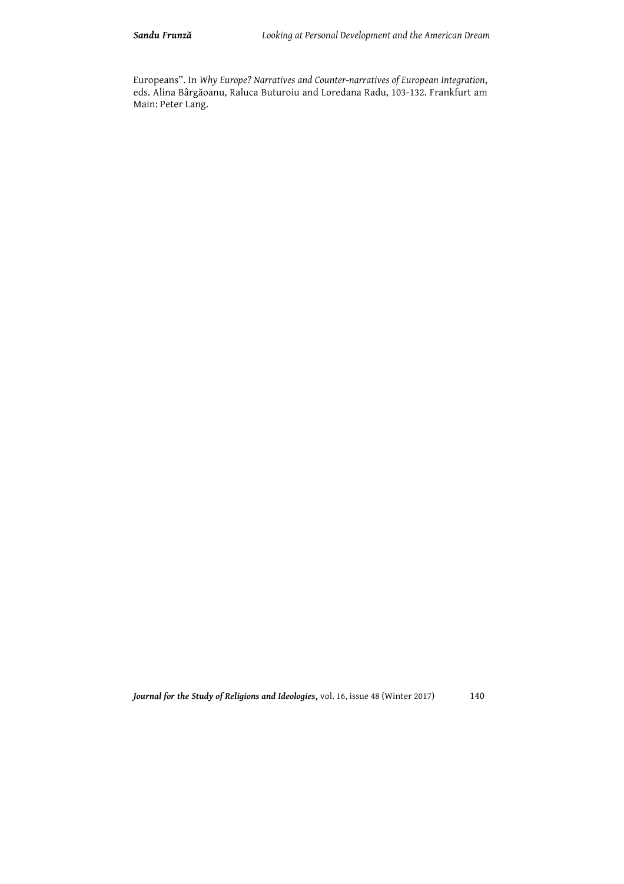Europeans". In *Why Europe? Narratives and Counter-narratives of European Integration*, eds. Alina Bârgăoanu, Raluca Buturoiu and Loredana Radu, 103-132. Frankfurt am Main: Peter Lang.